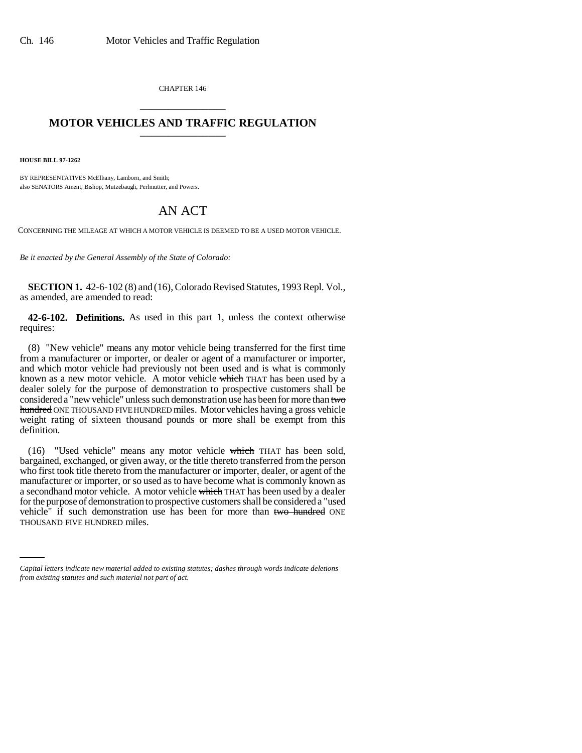CHAPTER 146

# MOTOR VEHICLES AND TRAFFIC REGULATION

**HOUSE BILL 97-1262**

BY REPRESENTATIVES McElhany, Lamborn, and Smith;
also SENATORS Ament, Bishop, Mutzebaugh, Perlmutter, and Powers.

# AN ACT

CONCERNING THE MILEAGE AT WHICH A MOTOR VEHICLE IS DEEMED TO BE A USED MOTOR VEHICLE.

*Be it enacted by the General Assembly of the State of Colorado:*

**SECTION 1.** 42-6-102 (8) and (16), Colorado Revised Statutes, 1993 Repl. Vol., as amended, are amended to read:

**42-6-102. Definitions.** As used in this part 1, unless the context otherwise requires:

(8) "New vehicle" means any motor vehicle being transferred for the first time from a manufacturer or importer, or dealer or agent of a manufacturer or importer, and which motor vehicle had previously not been used and is what is commonly known as a new motor vehicle. A motor vehicle ~~which~~ THAT has been used by a dealer solely for the purpose of demonstration to prospective customers shall be considered a "new vehicle" unless such demonstration use has been for more than ~~two hundred~~ ONE THOUSAND FIVE HUNDRED miles. Motor vehicles having a gross vehicle weight rating of sixteen thousand pounds or more shall be exempt from this definition.

(16) "Used vehicle" means any motor vehicle ~~which~~ THAT has been sold, bargained, exchanged, or given away, or the title thereto transferred from the person who first took title thereto from the manufacturer or importer, dealer, or agent of the manufacturer or importer, or so used as to have become what is commonly known as a secondhand motor vehicle. A motor vehicle ~~which~~ THAT has been used by a dealer for the purpose of demonstration to prospective customers shall be considered a "used vehicle" if such demonstration use has been for more than ~~two hundred~~ ONE THOUSAND FIVE HUNDRED miles.

*Capital letters indicate new material added to existing statutes; dashes through words indicate deletions from existing statutes and such material not part of act.*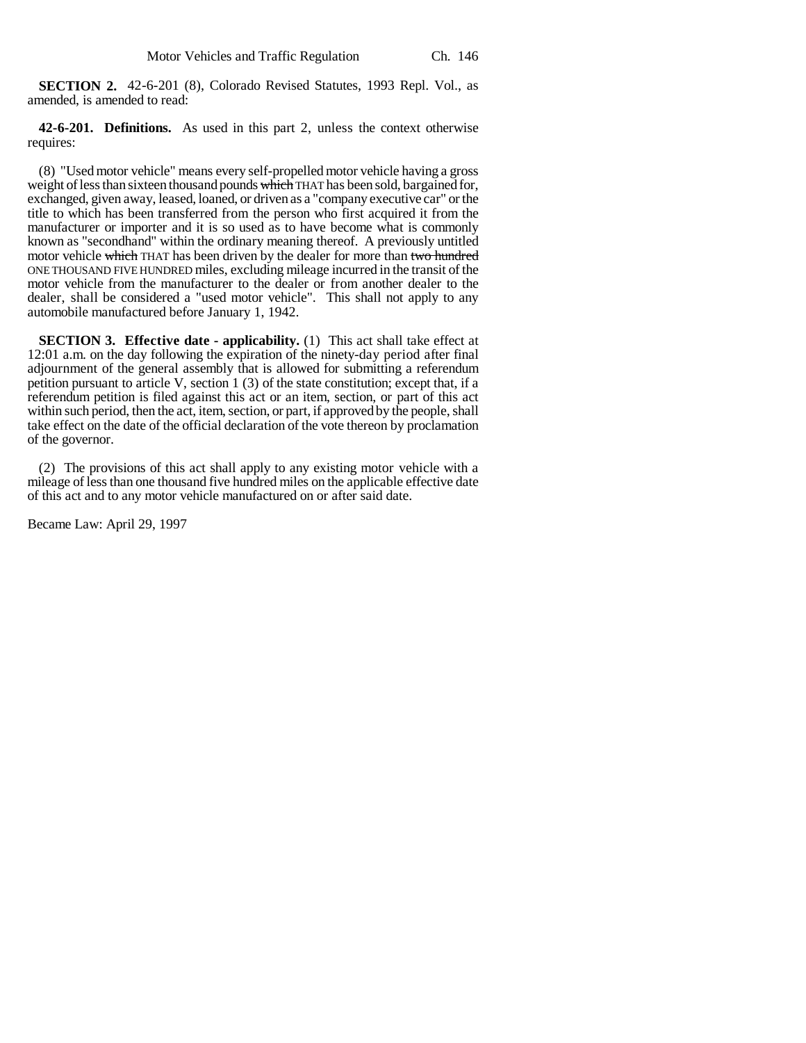**SECTION 2.** 42-6-201 (8), Colorado Revised Statutes, 1993 Repl. Vol., as amended, is amended to read:

**42-6-201. Definitions.** As used in this part 2, unless the context otherwise requires:

(8) "Used motor vehicle" means every self-propelled motor vehicle having a gross weight of less than sixteen thousand pounds ~~which~~ THAT has been sold, bargained for, exchanged, given away, leased, loaned, or driven as a "company executive car" or the title to which has been transferred from the person who first acquired it from the manufacturer or importer and it is so used as to have become what is commonly known as "secondhand" within the ordinary meaning thereof. A previously untitled motor vehicle ~~which~~ THAT has been driven by the dealer for more than ~~two hundred~~ ONE THOUSAND FIVE HUNDRED miles, excluding mileage incurred in the transit of the motor vehicle from the manufacturer to the dealer or from another dealer to the dealer, shall be considered a "used motor vehicle". This shall not apply to any automobile manufactured before January 1, 1942.

**SECTION 3. Effective date - applicability.** (1) This act shall take effect at 12:01 a.m. on the day following the expiration of the ninety-day period after final adjournment of the general assembly that is allowed for submitting a referendum petition pursuant to article V, section 1 (3) of the state constitution; except that, if a referendum petition is filed against this act or an item, section, or part of this act within such period, then the act, item, section, or part, if approved by the people, shall take effect on the date of the official declaration of the vote thereon by proclamation of the governor.

(2) The provisions of this act shall apply to any existing motor vehicle with a mileage of less than one thousand five hundred miles on the applicable effective date of this act and to any motor vehicle manufactured on or after said date.

Became Law: April 29, 1997